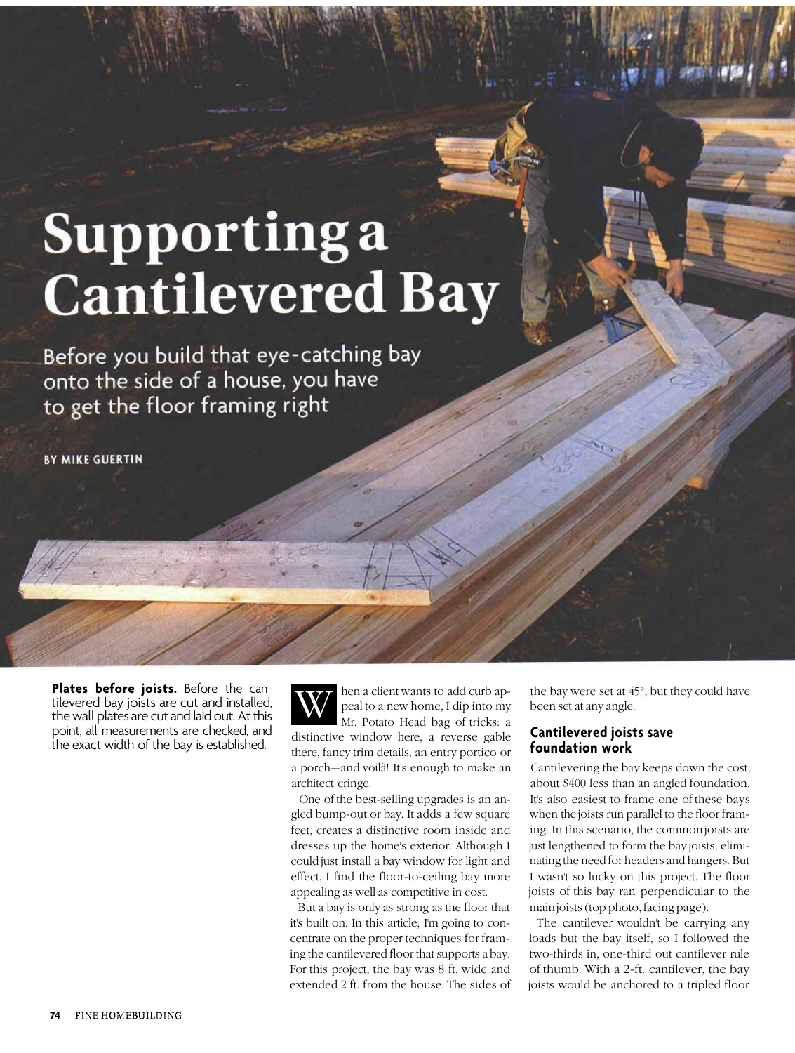# Supporting a Cantilevered Bay

Before you build that eye-catching bay onto the side of a house, you have to get the floor framing right

BY MIKE GUERTIN

**Plates before joists.** Before the cantilevered-bay joists are cut and installed, the wall plates are cut and laid out. At this point, all measurements are checked, and the exact width of the bay is established.

When a client wants to add curb appeal to a new home, I dip into my Mr. Potato Head bag of tricks: a distinctive window here, a reverse gable there, fancy trim details, an entry portico or a porch—and voilà! It's enough to make an architect cringe.

One of the best-selling upgrades is an angled bump-out or bay. It adds a few square feet, creates a distinctive room inside and dresses up the home's exterior. Although I could just install a bay window for light and effect, I find the floor-to-ceiling bay more appealing as well as competitive in cost.

But a bay is only as strong as the floor that it's built on. In this article, I'm going to concentrate on the proper techniques for framing the cantilevered floor that supports a bay. For this project, the bay was 8 ft. wide and extended 2 ft. from the house. The sides of the bay were set at 45°, but they could have been set at any angle.

## Cantilevered joists save foundation work

Cantilevering the bay keeps down the cost, about $400 less than an angled foundation. It's also easiest to frame one of these bays when the joists run parallel to the floor framing. In this scenario, the common joists are just lengthened to form the bay joists, eliminating the need for headers and hangers. But I wasn't so lucky on this project. The floor joists of this bay ran perpendicular to the main joists (top photo, facing page).

The cantilever wouldn't be carrying any loads but the bay itself, so I followed the two-thirds in, one-third out cantilever rule of thumb. With a 2-ft. cantilever, the bay joists would be anchored to a tripled floor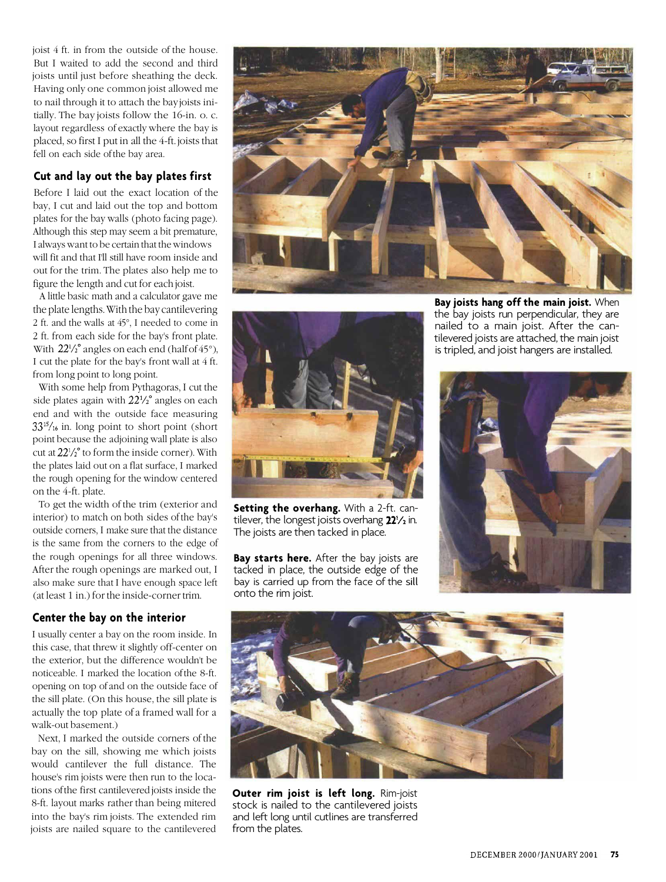joist 4 ft. in from the outside of the house. But I waited to add the second and third joists until just before sheathing the deck. Having only one common joist allowed me to nail through it to attach the bay joists initially. The bay joists follow the 16-in. o. c. layout regardless of exactly where the bay is placed, so first I put in all the 4-ft. joists that fell on each side of the bay area.

## Cut and lay out the bay plates first

Before I laid out the exact location of the bay, I cut and laid out the top and bottom plates for the bay walls (photo facing page). Although this step may seem a bit premature, I always want to be certain that the windows will fit and that I'll still have room inside and out for the trim. The plates also help me to figure the length and cut for each joist.

A little basic math and a calculator gave me the plate lengths. With the bay cantilevering 2 ft. and the walls at 45°, I needed to come in 2 ft. from each side for the bay's front plate. With $22\frac{1}{2}°$ angles on each end (half of 45°), I cut the plate for the bay's front wall at 4 ft. from long point to long point.

With some help from Pythagoras, I cut the side plates again with $22\frac{1}{2}°$ angles on each end and with the outside face measuring $33\frac{15}{16}$ in. long point to short point (short point because the adjoining wall plate is also cut at $22\frac{1}{2}°$ to form the inside corner). With the plates laid out on a flat surface, I marked the rough opening for the window centered on the 4-ft. plate.

To get the width of the trim (exterior and interior) to match on both sides of the bay's outside corners, I make sure that the distance is the same from the corners to the edge of the rough openings for all three windows. After the rough openings are marked out, I also make sure that I have enough space left (at least 1 in.) for the inside-corner trim.

## Center the bay on the interior

I usually center a bay on the room inside. In this case, that threw it slightly off-center on the exterior, but the difference wouldn't be noticeable. I marked the location of the 8-ft. opening on top of and on the outside face of the sill plate. (On this house, the sill plate is actually the top plate of a framed wall for a walk-out basement.)

Next, I marked the outside corners of the bay on the sill, showing me which joists would cantilever the full distance. The house's rim joists were then run to the locations of the first cantilevered joists inside the 8-ft. layout marks rather than being mitered into the bay's rim joists. The extended rim joists are nailed square to the cantilevered

**Bay joists hang off the main joist.** When the bay joists run perpendicular, they are nailed to a main joist. After the cantilevered joists are attached, the main joist is tripled, and joist hangers are installed.

**Setting the overhang.** With a 2-ft. cantilever, the longest joists overhang $22\frac{1}{2}$ in. The joists are then tacked in place.

**Bay starts here.** After the bay joists are tacked in place, the outside edge of the bay is carried up from the face of the sill onto the rim joist.

**Outer rim joist is left long.** Rim-joist stock is nailed to the cantilevered joists and left long until cutlines are transferred from the plates.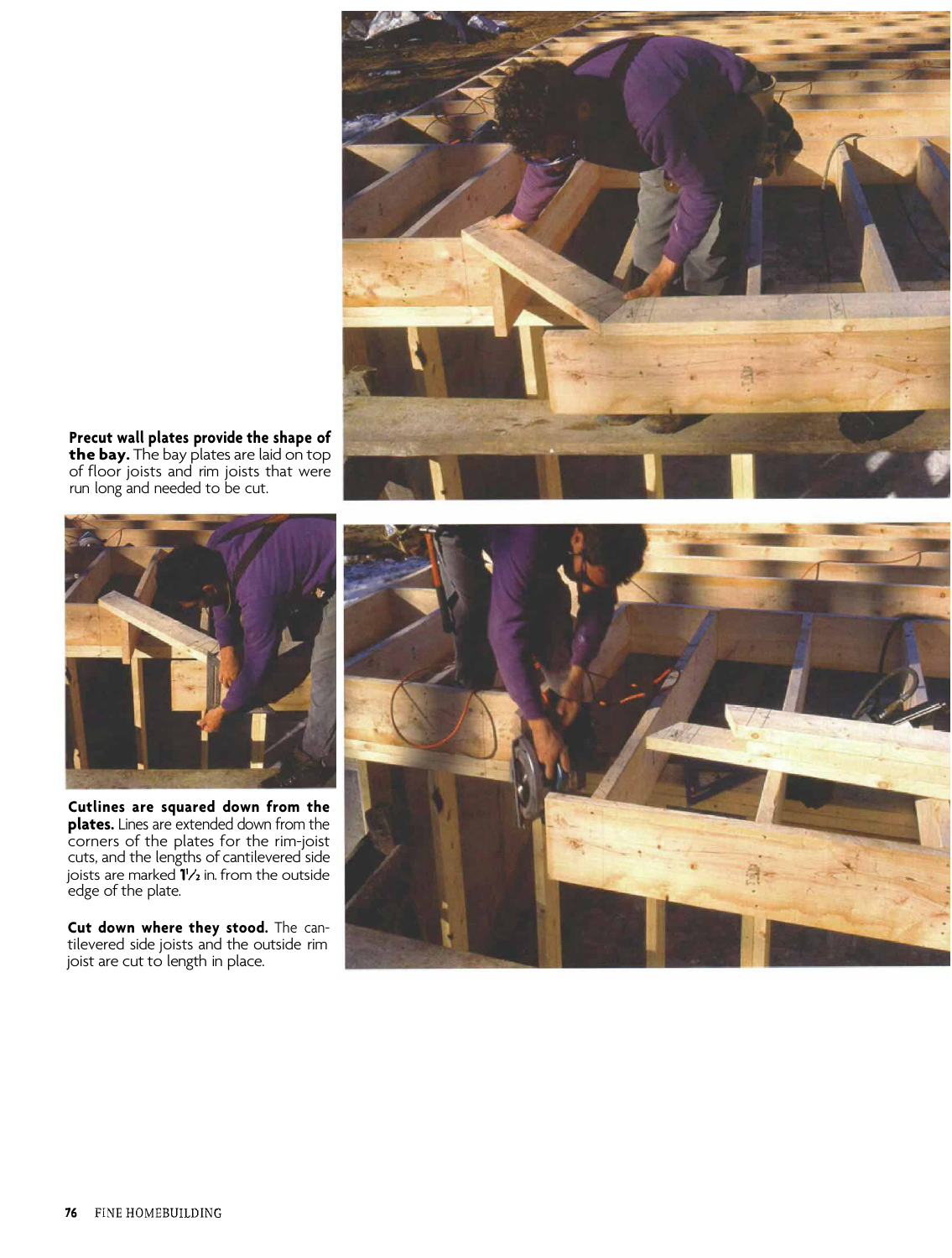**Precut wall plates provide the shape of the bay.** The bay plates are laid on top of floor joists and rim joists that were run long and needed to be cut.

**Cutlines are squared down from the plates.** Lines are extended down from the corners of the plates for the rim-joist cuts, and the lengths of cantilevered side joists are marked 1½ in. from the outside edge of the plate.

**Cut down where they stood.** The cantilevered side joists and the outside rim joist are cut to length in place.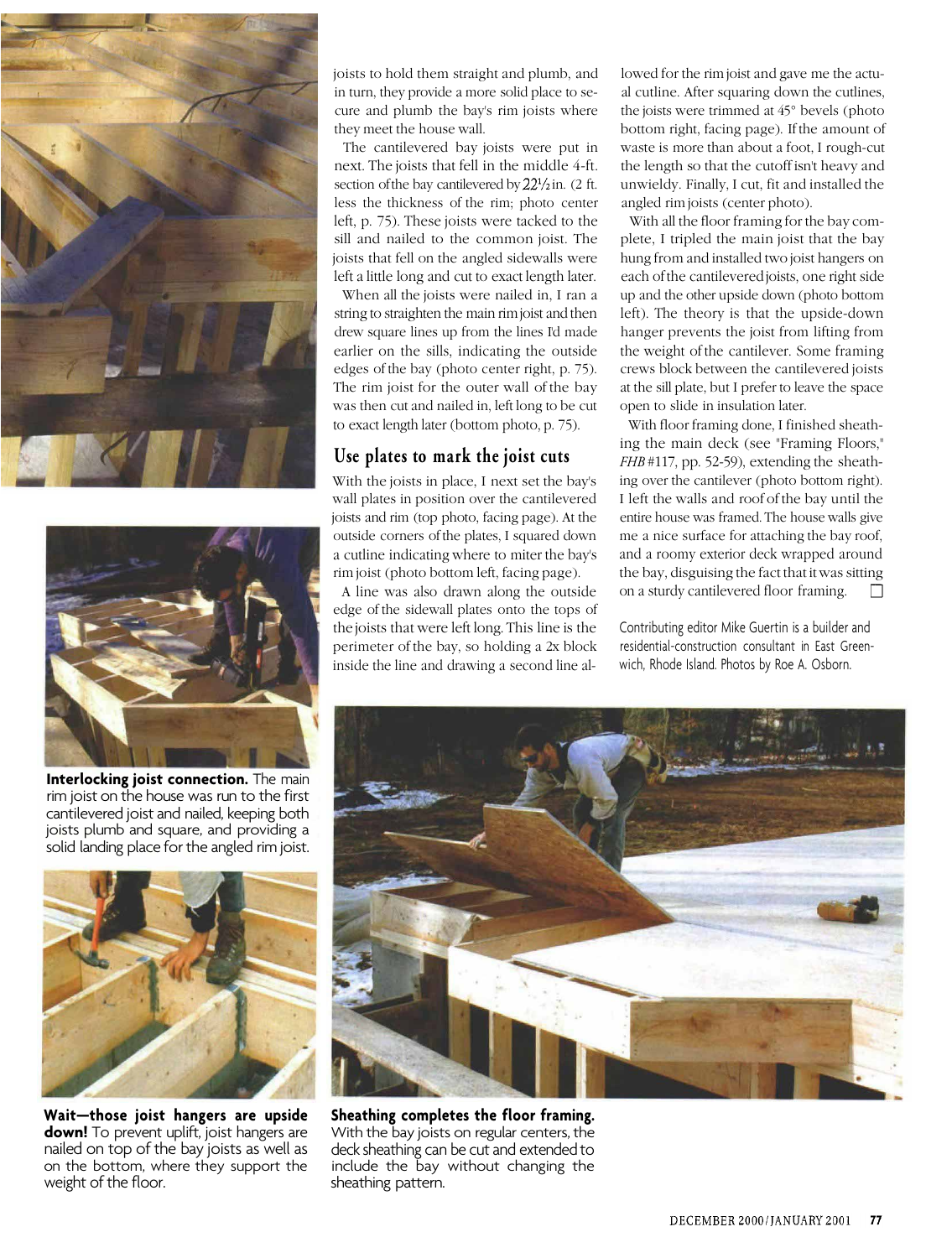joists to hold them straight and plumb, and in turn, they provide a more solid place to secure and plumb the bay's rim joists where they meet the house wall.

The cantilevered bay joists were put in next. The joists that fell in the middle 4-ft. section of the bay cantilevered by 22½ in. (2 ft. less the thickness of the rim; photo center left, p. 75). These joists were tacked to the sill and nailed to the common joist. The joists that fell on the angled sidewalls were left a little long and cut to exact length later.

When all the joists were nailed in, I ran a string to straighten the main rim joist and then drew square lines up from the lines I'd made earlier on the sills, indicating the outside edges of the bay (photo center right, p. 75). The rim joist for the outer wall of the bay was then cut and nailed in, left long to be cut to exact length later (bottom photo, p. 75).

## Use plates to mark the joist cuts

With the joists in place, I next set the bay's wall plates in position over the cantilevered joists and rim (top photo, facing page). At the outside corners of the plates, I squared down a cutline indicating where to miter the bay's rim joist (photo bottom left, facing page).

A line was also drawn along the outside edge of the sidewall plates onto the tops of the joists that were left long. This line is the perimeter of the bay, so holding a 2x block inside the line and drawing a second line allowed for the rim joist and gave me the actual cutline. After squaring down the cutlines, the joists were trimmed at 45° bevels (photo bottom right, facing page). If the amount of waste is more than about a foot, I rough-cut the length so that the cutoff isn't heavy and unwieldy. Finally, I cut, fit and installed the angled rim joists (center photo).

With all the floor framing for the bay complete, I tripled the main joist that the bay hung from and installed two joist hangers on each of the cantilevered joists, one right side up and the other upside down (photo bottom left). The theory is that the upside-down hanger prevents the joist from lifting from the weight of the cantilever. Some framing crews block between the cantilevered joists at the sill plate, but I prefer to leave the space open to slide in insulation later.

With floor framing done, I finished sheathing the main deck (see "Framing Floors," *FHB* #117, pp. 52-59), extending the sheathing over the cantilever (photo bottom right). I left the walls and roof of the bay until the entire house was framed. The house walls give me a nice surface for attaching the bay roof, and a roomy exterior deck wrapped around the bay, disguising the fact that it was sitting on a sturdy cantilevered floor framing. □

Contributing editor Mike Guertin is a builder and residential-construction consultant in East Greenwich, Rhode Island. Photos by Roe A. Osborn.

**Interlocking joist connection.** The main rim joist on the house was run to the first cantilevered joist and nailed, keeping both joists plumb and square, and providing a solid landing place for the angled rim joist.

**Wait—those joist hangers are upside down!** To prevent uplift, joist hangers are nailed on top of the bay joists as well as on the bottom, where they support the weight of the floor.

**Sheathing completes the floor framing.** With the bay joists on regular centers, the deck sheathing can be cut and extended to include the bay without changing the sheathing pattern.